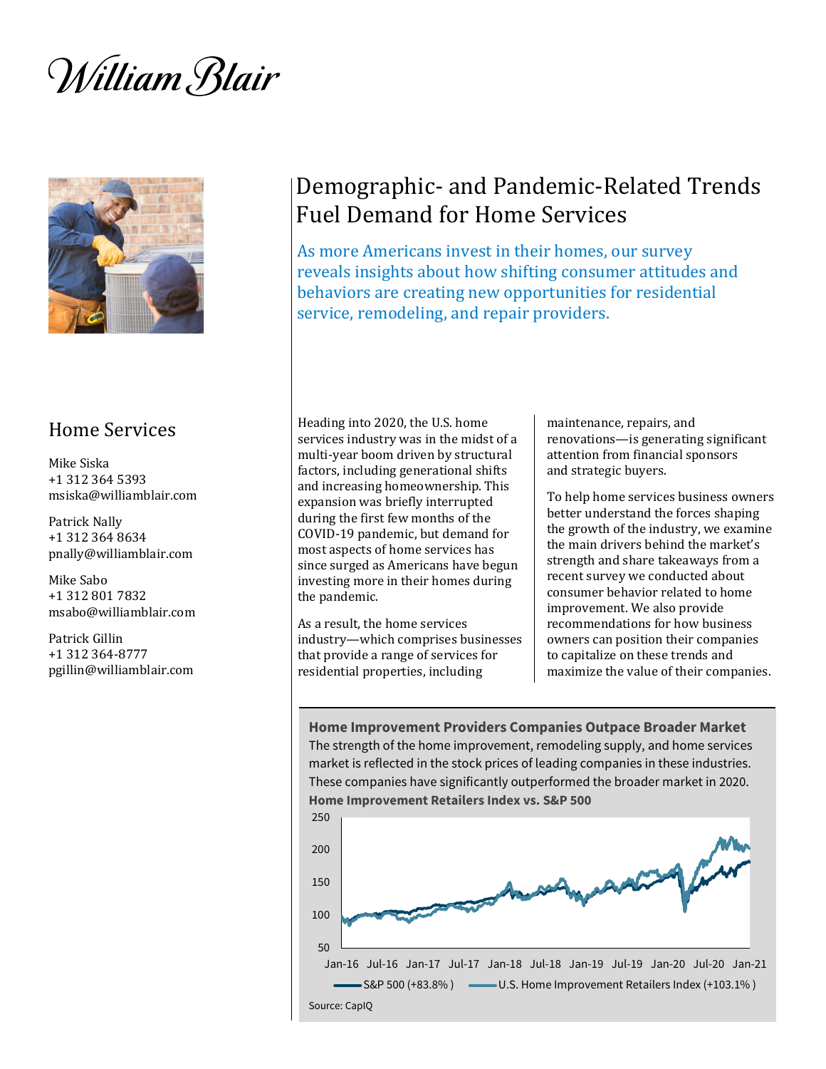William Blair

# Demographic- and Pandemic-Related Trends Fuel Demand for Home Services

As more Americans invest in their homes, our survey reveals insights about how shifting consumer attitudes and behaviors are creating new opportunities for residential service, remodeling, and repair providers.

## Home Services

Mike Siska
+1 312 364 5393
msiska@williamblair.com

Patrick Nally
+1 312 364 8634
pnally@williamblair.com

Mike Sabo
+1 312 801 7832
msabo@williamblair.com

Patrick Gillin
+1 312 364-8777
pgillin@williamblair.com

Heading into 2020, the U.S. home services industry was in the midst of a multi-year boom driven by structural factors, including generational shifts and increasing homeownership. This expansion was briefly interrupted during the first few months of the COVID-19 pandemic, but demand for most aspects of home services has since surged as Americans have begun investing more in their homes during the pandemic.

As a result, the home services industry—which comprises businesses that provide a range of services for residential properties, including maintenance, repairs, and renovations—is generating significant attention from financial sponsors and strategic buyers.

To help home services business owners better understand the forces shaping the growth of the industry, we examine the main drivers behind the market's strength and share takeaways from a recent survey we conducted about consumer behavior related to home improvement. We also provide recommendations for how business owners can position their companies to capitalize on these trends and maximize the value of their companies.

**Home Improvement Providers Companies Outpace Broader Market**

The strength of the home improvement, remodeling supply, and home services market is reflected in the stock prices of leading companies in these industries. These companies have significantly outperformed the broader market in 2020.

**Home Improvement Retailers Index vs. S&P 500**

Line chart (y-axis: 50 to 250; x-axis: Jan-16 to Jan-21). Legend: S&P 500 (+83.8%); U.S. Home Improvement Retailers Index (+103.1%)

Source: CapIQ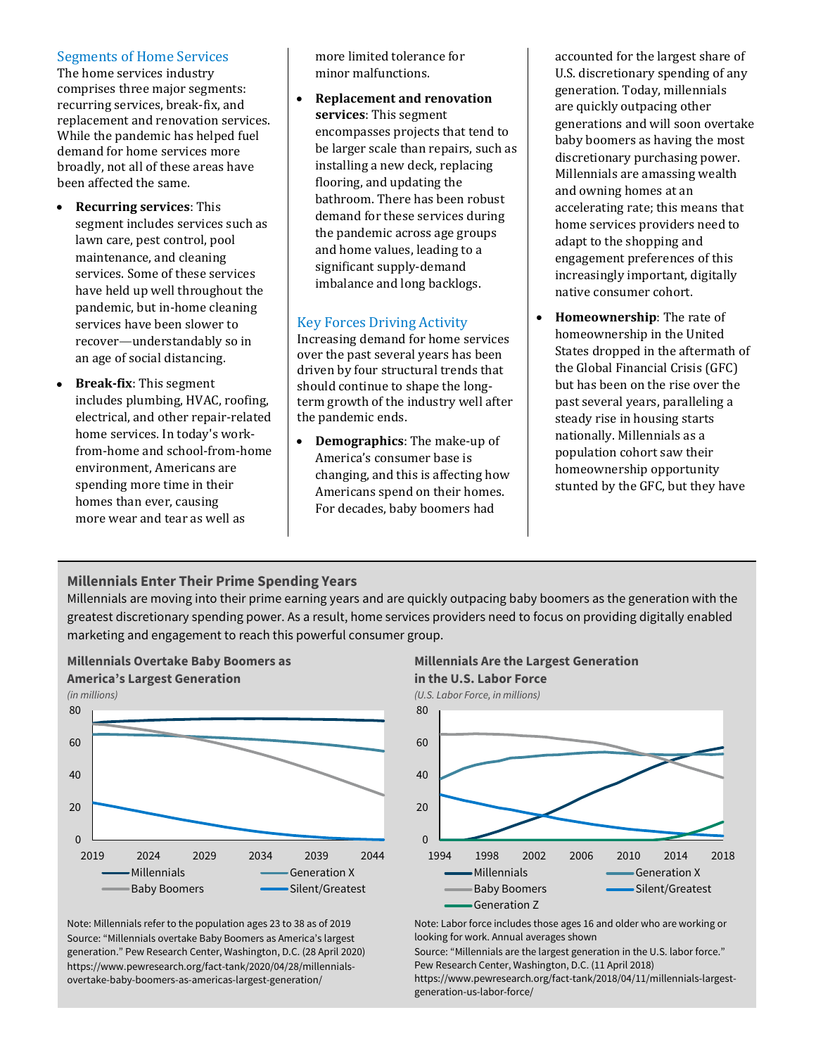## Segments of Home Services

The home services industry comprises three major segments: recurring services, break-fix, and replacement and renovation services. While the pandemic has helped fuel demand for home services more broadly, not all of these areas have been affected the same.

- **Recurring services**: This segment includes services such as lawn care, pest control, pool maintenance, and cleaning services. Some of these services have held up well throughout the pandemic, but in-home cleaning services have been slower to recover—understandably so in an age of social distancing.
- **Break-fix**: This segment includes plumbing, HVAC, roofing, electrical, and other repair-related home services. In today's work-from-home and school-from-home environment, Americans are spending more time in their homes than ever, causing more wear and tear as well as more limited tolerance for minor malfunctions.
- **Replacement and renovation services**: This segment encompasses projects that tend to be larger scale than repairs, such as installing a new deck, replacing flooring, and updating the bathroom. There has been robust demand for these services during the pandemic across age groups and home values, leading to a significant supply-demand imbalance and long backlogs.

## Key Forces Driving Activity

Increasing demand for home services over the past several years has been driven by four structural trends that should continue to shape the long-term growth of the industry well after the pandemic ends.

- **Demographics**: The make-up of America's consumer base is changing, and this is affecting how Americans spend on their homes. For decades, baby boomers had accounted for the largest share of U.S. discretionary spending of any generation. Today, millennials are quickly outpacing other generations and will soon overtake baby boomers as having the most discretionary purchasing power. Millennials are amassing wealth and owning homes at an accelerating rate; this means that home services providers need to adapt to the shopping and engagement preferences of this increasingly important, digitally native consumer cohort.
- **Homeownership**: The rate of homeownership in the United States dropped in the aftermath of the Global Financial Crisis (GFC) but has been on the rise over the past several years, paralleling a steady rise in housing starts nationally. Millennials as a population cohort saw their homeownership opportunity stunted by the GFC, but they have

### Millennials Enter Their Prime Spending Years

Millennials are moving into their prime earning years and are quickly outpacing baby boomers as the generation with the greatest discretionary spending power. As a result, home services providers need to focus on providing digitally enabled marketing and engagement to reach this powerful consumer group.

**Millennials Overtake Baby Boomers as America's Largest Generation**

*(in millions)*

Legend: Millennials, Generation X, Baby Boomers, Silent/Greatest (2019–2044)

Note: Millennials refer to the population ages 23 to 38 as of 2019
Source: "Millennials overtake Baby Boomers as America's largest generation." Pew Research Center, Washington, D.C. (28 April 2020) https://www.pewresearch.org/fact-tank/2020/04/28/millennials-overtake-baby-boomers-as-americas-largest-generation/

**Millennials Are the Largest Generation in the U.S. Labor Force**

*(U.S. Labor Force, in millions)*

Legend: Millennials, Generation X, Baby Boomers, Silent/Greatest, Generation Z (1994–2018)

Note: Labor force includes those ages 16 and older who are working or looking for work. Annual averages shown
Source: "Millennials are the largest generation in the U.S. labor force." Pew Research Center, Washington, D.C. (11 April 2018) https://www.pewresearch.org/fact-tank/2018/04/11/millennials-largest-generation-us-labor-force/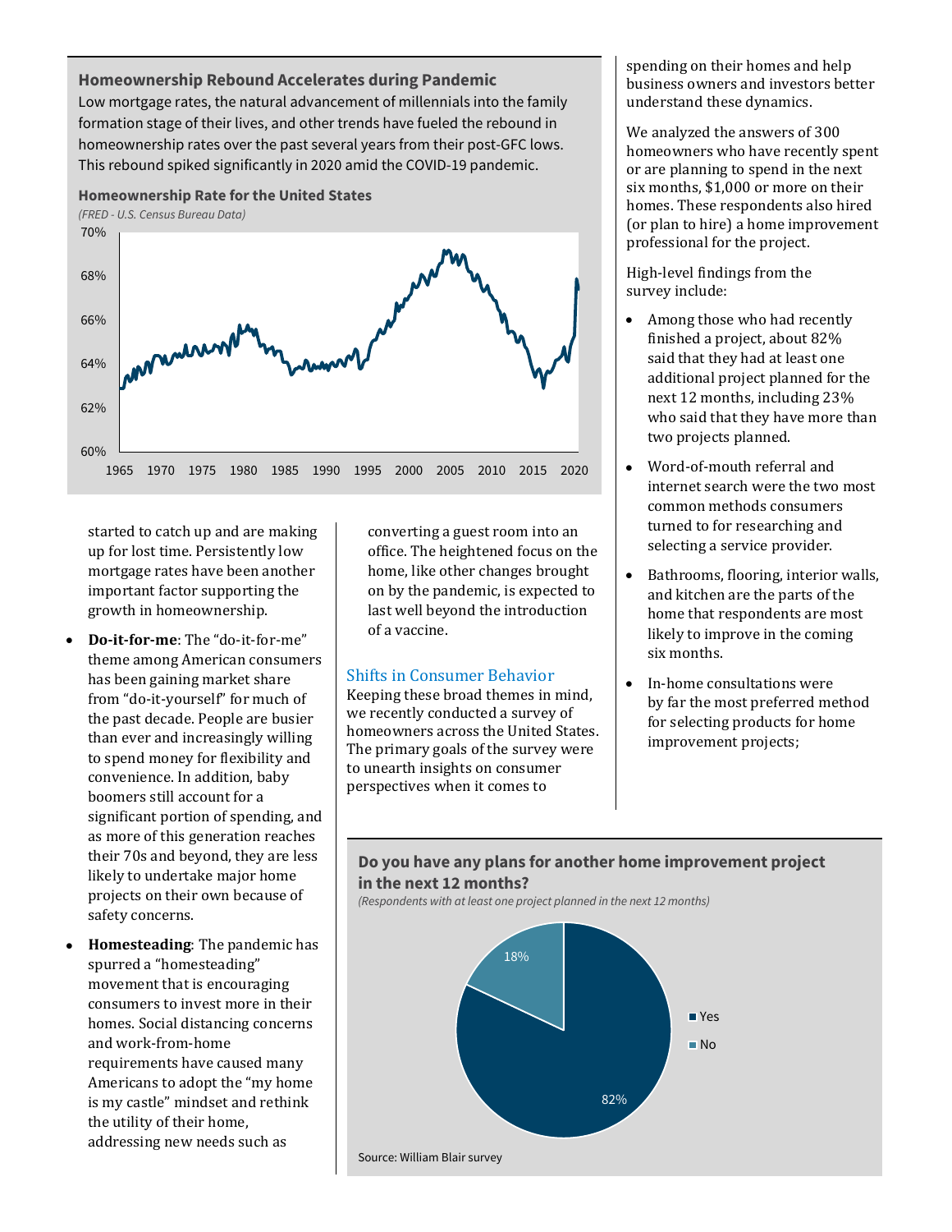### Homeownership Rebound Accelerates during Pandemic

Low mortgage rates, the natural advancement of millennials into the family formation stage of their lives, and other trends have fueled the rebound in homeownership rates over the past several years from their post-GFC lows. This rebound spiked significantly in 2020 amid the COVID-19 pandemic.

**Homeownership Rate for the United States**

*(FRED - U.S. Census Bureau Data)*

started to catch up and are making up for lost time. Persistently low mortgage rates have been another important factor supporting the growth in homeownership.

- **Do-it-for-me**: The "do-it-for-me" theme among American consumers has been gaining market share from "do-it-yourself" for much of the past decade. People are busier than ever and increasingly willing to spend money for flexibility and convenience. In addition, baby boomers still account for a significant portion of spending, and as more of this generation reaches their 70s and beyond, they are less likely to undertake major home projects on their own because of safety concerns.
- **Homesteading**: The pandemic has spurred a "homesteading" movement that is encouraging consumers to invest more in their homes. Social distancing concerns and work-from-home requirements have caused many Americans to adopt the "my home is my castle" mindset and rethink the utility of their home, addressing new needs such as converting a guest room into an office. The heightened focus on the home, like other changes brought on by the pandemic, is expected to last well beyond the introduction of a vaccine.

## Shifts in Consumer Behavior

Keeping these broad themes in mind, we recently conducted a survey of homeowners across the United States. The primary goals of the survey were to unearth insights on consumer perspectives when it comes to spending on their homes and help business owners and investors better understand these dynamics.

We analyzed the answers of 300 homeowners who have recently spent or are planning to spend in the next six months, $1,000 or more on their homes. These respondents also hired (or plan to hire) a home improvement professional for the project.

High-level findings from the survey include:

- Among those who had recently finished a project, about 82% said that they had at least one additional project planned for the next 12 months, including 23% who said that they have more than two projects planned.
- Word-of-mouth referral and internet search were the two most common methods consumers turned to for researching and selecting a service provider.
- Bathrooms, flooring, interior walls, and kitchen are the parts of the home that respondents are most likely to improve in the coming six months.
- In-home consultations were by far the most preferred method for selecting products for home improvement projects;

**Do you have any plans for another home improvement project in the next 12 months?**

*(Respondents with at least one project planned in the next 12 months)*

Source: William Blair survey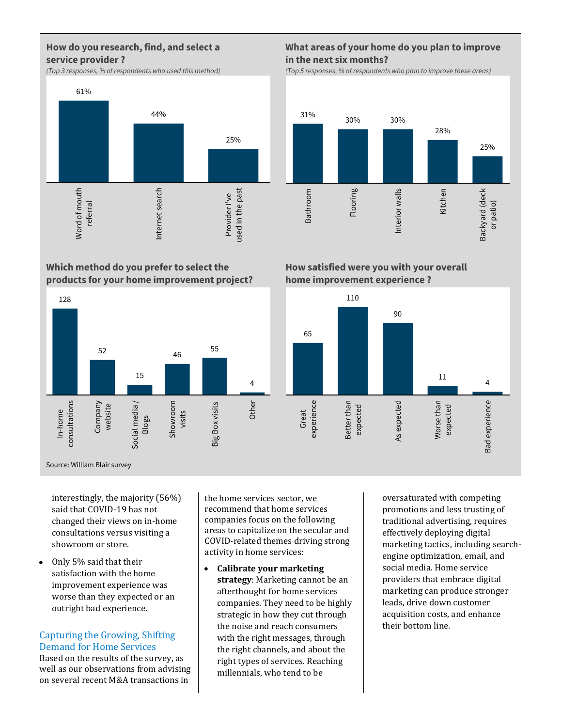**How do you research, find, and select a service provider ?**

*(Top 3 responses, % of respondents who used this method)*

| Method | % |
|---|---|
| Word of mouth referral | 61% |
| Internet search | 44% |
| Provider I've used in the past | 25% |

**What areas of your home do you plan to improve in the next six months?**

*(Top 5 responses, % of respondents who plan to improve these areas)*

| Area | % |
|---|---|
| Bathroom | 31% |
| Flooring | 30% |
| Interior walls | 30% |
| Kitchen | 28% |
| Backyard (deck or patio) | 25% |

**Which method do you prefer to select the products for your home improvement project?**

| Method | Responses |
|---|---|
| In-home consultations | 128 |
| Company website | 52 |
| Social media / Blogs | 15 |
| Showroom visits | 46 |
| Big Box visits | 55 |
| Other | 4 |

**How satisfied were you with your overall home improvement experience ?**

| Response | Count |
|---|---|
| Great experience | 65 |
| Better than expected | 110 |
| As expected | 90 |
| Worse than expected | 11 |
| Bad experience | 4 |

Source: William Blair survey

interestingly, the majority (56%) said that COVID-19 has not changed their views on in-home consultations versus visiting a showroom or store.

- Only 5% said that their satisfaction with the home improvement experience was worse than they expected or an outright bad experience.

## Capturing the Growing, Shifting Demand for Home Services

Based on the results of the survey, as well as our observations from advising on several recent M&A transactions in the home services sector, we recommend that home services companies focus on the following areas to capitalize on the secular and COVID-related themes driving strong activity in home services:

- **Calibrate your marketing strategy**: Marketing cannot be an afterthought for home services companies. They need to be highly strategic in how they cut through the noise and reach consumers with the right messages, through the right channels, and about the right types of services. Reaching millennials, who tend to be oversaturated with competing promotions and less trusting of traditional advertising, requires effectively deploying digital marketing tactics, including search-engine optimization, email, and social media. Home service providers that embrace digital marketing can produce stronger leads, drive down customer acquisition costs, and enhance their bottom line.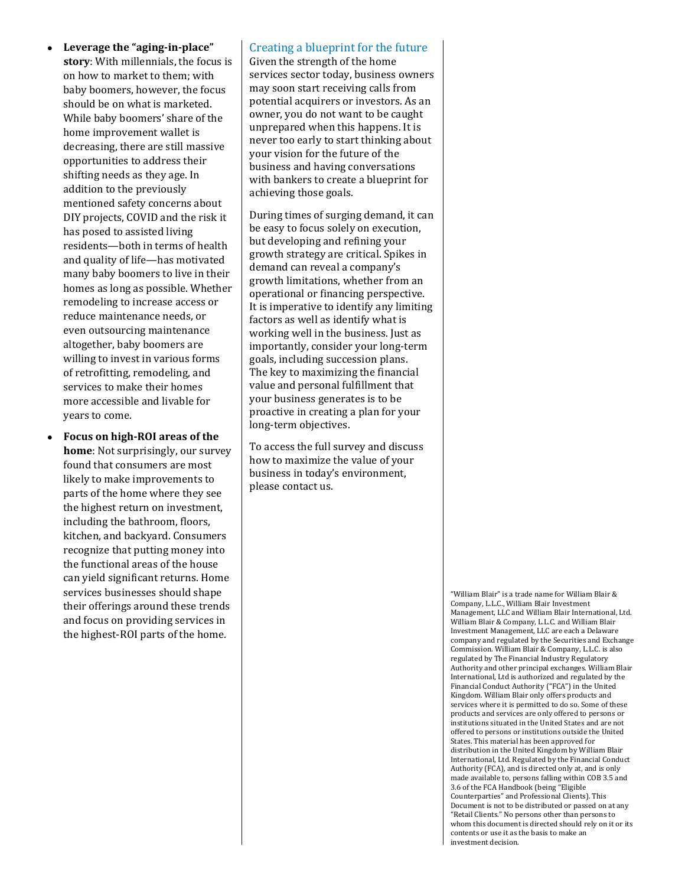- **Leverage the "aging-in-place" story**: With millennials, the focus is on how to market to them; with baby boomers, however, the focus should be on what is marketed. While baby boomers' share of the home improvement wallet is decreasing, there are still massive opportunities to address their shifting needs as they age. In addition to the previously mentioned safety concerns about DIY projects, COVID and the risk it has posed to assisted living residents—both in terms of health and quality of life—has motivated many baby boomers to live in their homes as long as possible. Whether remodeling to increase access or reduce maintenance needs, or even outsourcing maintenance altogether, baby boomers are willing to invest in various forms of retrofitting, remodeling, and services to make their homes more accessible and livable for years to come.
- **Focus on high-ROI areas of the home**: Not surprisingly, our survey found that consumers are most likely to make improvements to parts of the home where they see the highest return on investment, including the bathroom, floors, kitchen, and backyard. Consumers recognize that putting money into the functional areas of the house can yield significant returns. Home services businesses should shape their offerings around these trends and focus on providing services in the highest-ROI parts of the home.

## Creating a blueprint for the future

Given the strength of the home services sector today, business owners may soon start receiving calls from potential acquirers or investors. As an owner, you do not want to be caught unprepared when this happens. It is never too early to start thinking about your vision for the future of the business and having conversations with bankers to create a blueprint for achieving those goals.

During times of surging demand, it can be easy to focus solely on execution, but developing and refining your growth strategy are critical. Spikes in demand can reveal a company's growth limitations, whether from an operational or financing perspective. It is imperative to identify any limiting factors as well as identify what is working well in the business. Just as importantly, consider your long-term goals, including succession plans. The key to maximizing the financial value and personal fulfillment that your business generates is to be proactive in creating a plan for your long-term objectives.

To access the full survey and discuss how to maximize the value of your business in today's environment, please contact us.

"William Blair" is a trade name for William Blair & Company, L.L.C., William Blair Investment Management, LLC and William Blair International, Ltd. William Blair & Company, L.L.C. and William Blair Investment Management, LLC are each a Delaware company and regulated by the Securities and Exchange Commission. William Blair & Company, L.L.C. is also regulated by The Financial Industry Regulatory Authority and other principal exchanges. William Blair International, Ltd is authorized and regulated by the Financial Conduct Authority ("FCA") in the United Kingdom. William Blair only offers products and services where it is permitted to do so. Some of these products and services are only offered to persons or institutions situated in the United States and are not offered to persons or institutions outside the United States. This material has been approved for distribution in the United Kingdom by William Blair International, Ltd. Regulated by the Financial Conduct Authority (FCA), and is directed only at, and is only made available to, persons falling within COB 3.5 and 3.6 of the FCA Handbook (being "Eligible Counterparties" and Professional Clients). This Document is not to be distributed or passed on at any "Retail Clients." No persons other than persons to whom this document is directed should rely on it or its contents or use it as the basis to make an investment decision.